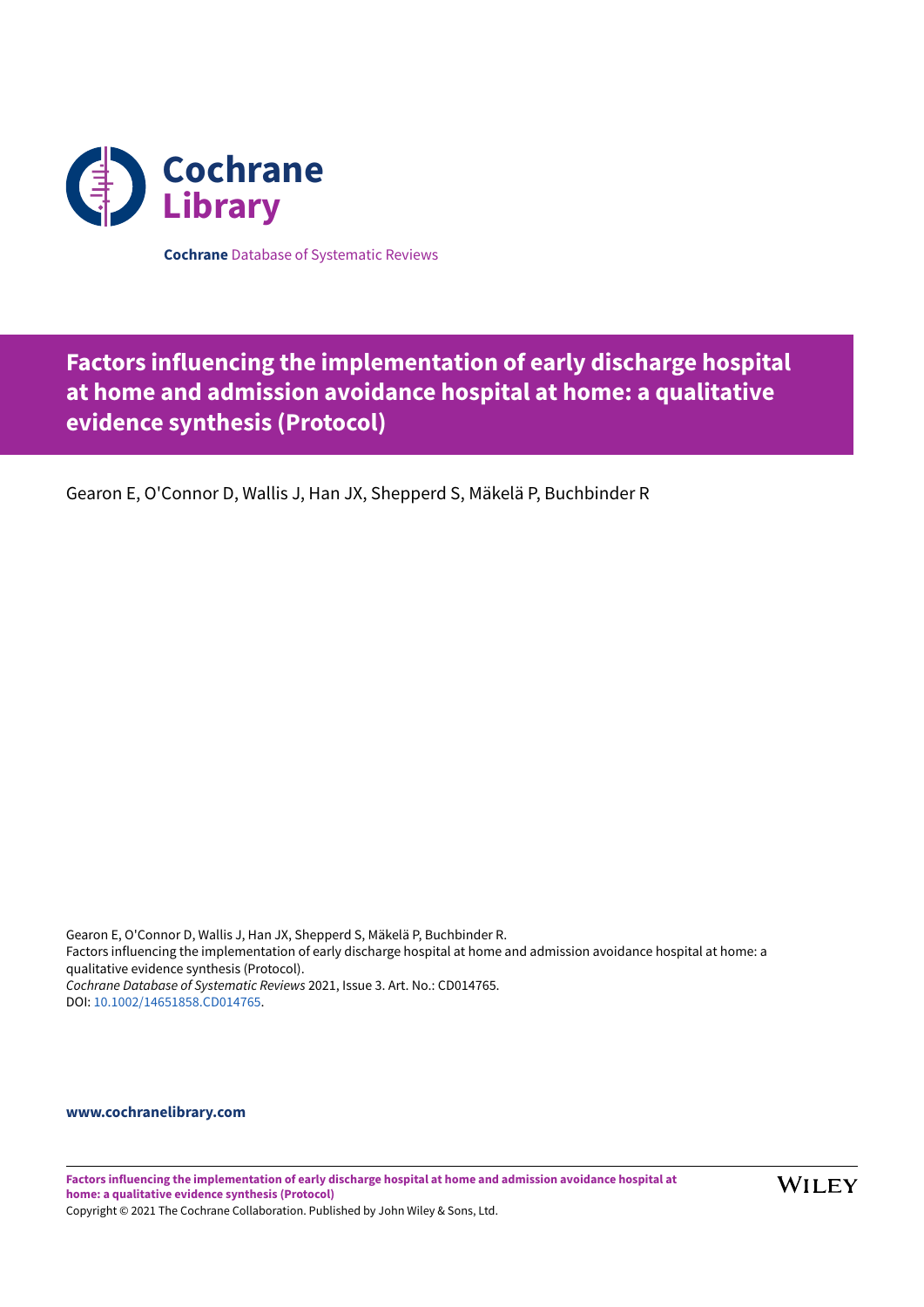**Cochrane Library**

**Cochrane** Database of Systematic Reviews

# Factors influencing the implementation of early discharge hospital at home and admission avoidance hospital at home: a qualitative evidence synthesis (Protocol)

Gearon E, O'Connor D, Wallis J, Han JX, Shepperd S, Mäkelä P, Buchbinder R

Gearon E, O'Connor D, Wallis J, Han JX, Shepperd S, Mäkelä P, Buchbinder R.
Factors influencing the implementation of early discharge hospital at home and admission avoidance hospital at home: a qualitative evidence synthesis (Protocol).
*Cochrane Database of Systematic Reviews* 2021, Issue 3. Art. No.: CD014765.
DOI: 10.1002/14651858.CD014765.

**www.cochranelibrary.com**

Copyright © 2021 The Cochrane Collaboration. Published by John Wiley & Sons, Ltd.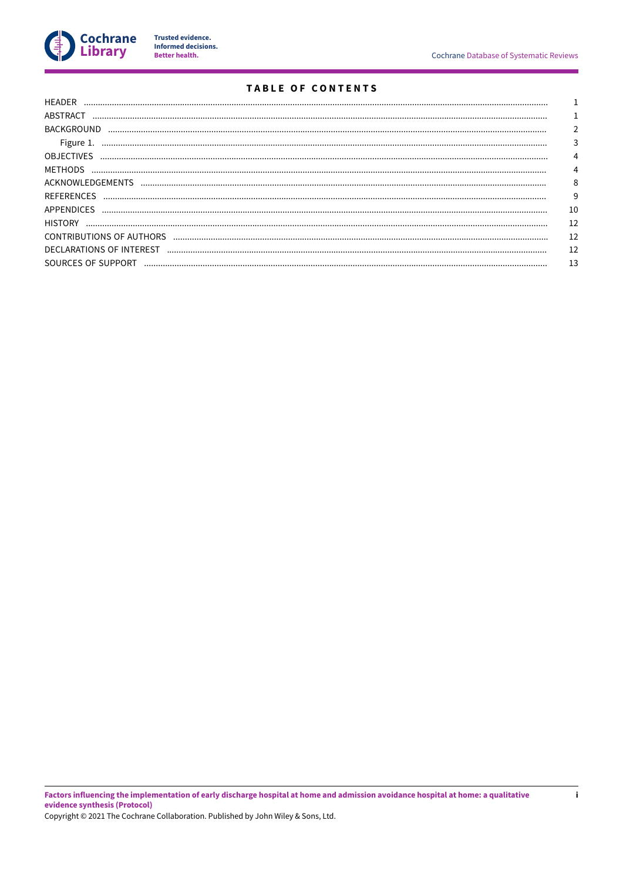## TABLE OF CONTENTS

| | |
|---|---|
| HEADER | 1 |
| ABSTRACT | 1 |
| BACKGROUND | 2 |
| Figure 1. | 3 |
| OBJECTIVES | 4 |
| METHODS | 4 |
| ACKNOWLEDGEMENTS | 8 |
| REFERENCES | 9 |
| APPENDICES | 10 |
| HISTORY | 12 |
| CONTRIBUTIONS OF AUTHORS | 12 |
| DECLARATIONS OF INTEREST | 12 |
| SOURCES OF SUPPORT | 13 |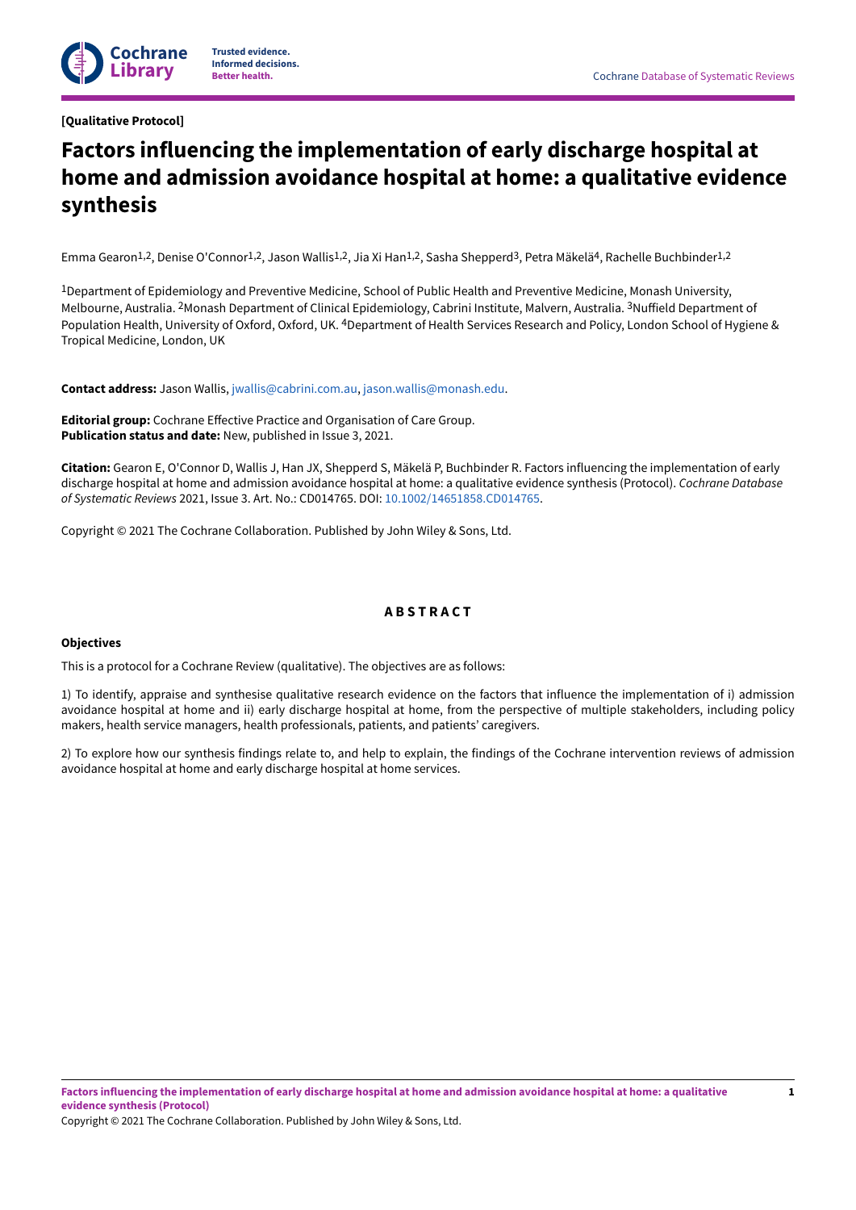**[Qualitative Protocol]**

# Factors influencing the implementation of early discharge hospital at home and admission avoidance hospital at home: a qualitative evidence synthesis

Emma Gearon[1,2], Denise O'Connor[1,2], Jason Wallis[1,2], Jia Xi Han[1,2], Sasha Shepperd[3], Petra Mäkelä[4], Rachelle Buchbinder[1,2]

[1]Department of Epidemiology and Preventive Medicine, School of Public Health and Preventive Medicine, Monash University, Melbourne, Australia. [2]Monash Department of Clinical Epidemiology, Cabrini Institute, Malvern, Australia. [3]Nuffield Department of Population Health, University of Oxford, Oxford, UK. [4]Department of Health Services Research and Policy, London School of Hygiene & Tropical Medicine, London, UK

**Contact address:** Jason Wallis, jwallis@cabrini.com.au, jason.wallis@monash.edu.

**Editorial group:** Cochrane Effective Practice and Organisation of Care Group.
**Publication status and date:** New, published in Issue 3, 2021.

**Citation:** Gearon E, O'Connor D, Wallis J, Han JX, Shepperd S, Mäkelä P, Buchbinder R. Factors influencing the implementation of early discharge hospital at home and admission avoidance hospital at home: a qualitative evidence synthesis (Protocol). *Cochrane Database of Systematic Reviews* 2021, Issue 3. Art. No.: CD014765. DOI: 10.1002/14651858.CD014765.

Copyright © 2021 The Cochrane Collaboration. Published by John Wiley & Sons, Ltd.

## ABSTRACT

### Objectives

This is a protocol for a Cochrane Review (qualitative). The objectives are as follows:

1) To identify, appraise and synthesise qualitative research evidence on the factors that influence the implementation of i) admission avoidance hospital at home and ii) early discharge hospital at home, from the perspective of multiple stakeholders, including policy makers, health service managers, health professionals, patients, and patients' caregivers.

2) To explore how our synthesis findings relate to, and help to explain, the findings of the Cochrane intervention reviews of admission avoidance hospital at home and early discharge hospital at home services.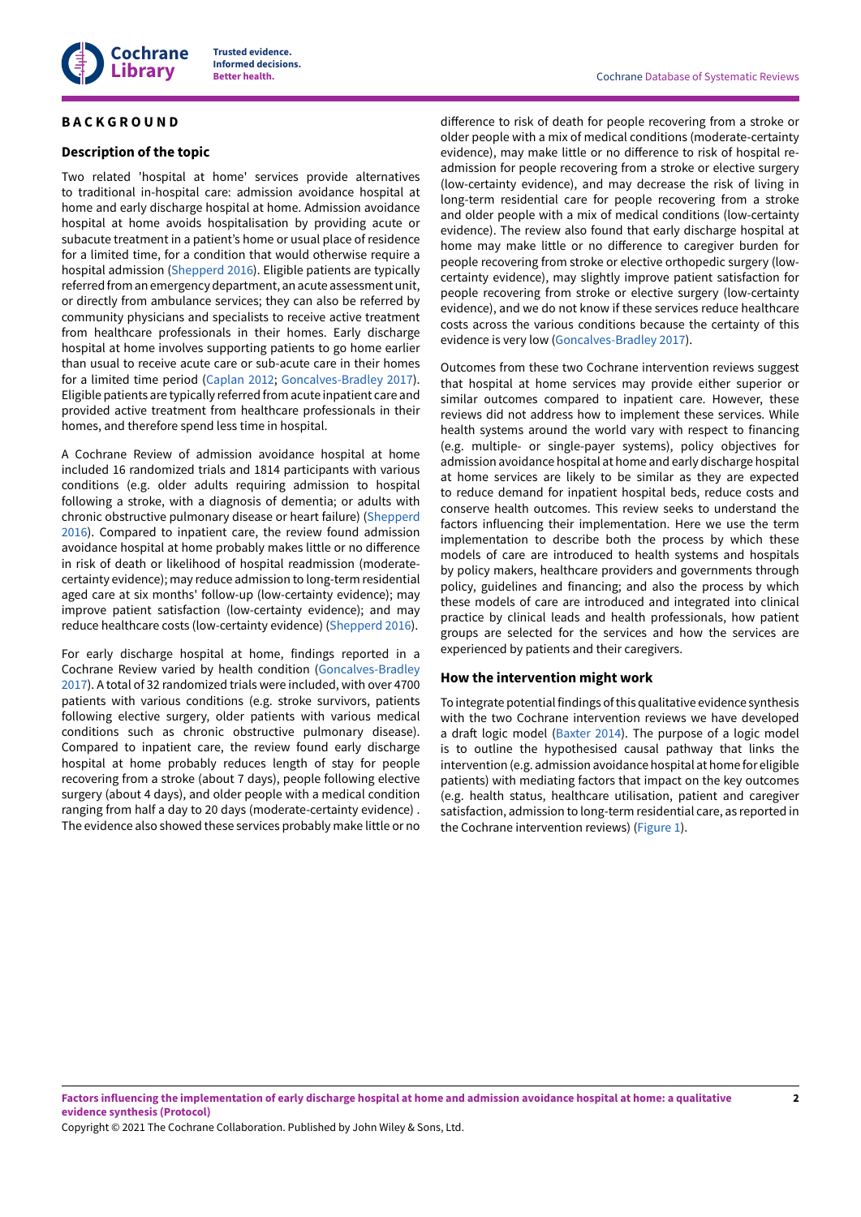# BACKGROUND

## Description of the topic

Two related 'hospital at home' services provide alternatives to traditional in-hospital care: admission avoidance hospital at home and early discharge hospital at home. Admission avoidance hospital at home avoids hospitalisation by providing acute or subacute treatment in a patient's home or usual place of residence for a limited time, for a condition that would otherwise require a hospital admission (Shepperd 2016). Eligible patients are typically referred from an emergency department, an acute assessment unit, or directly from ambulance services; they can also be referred by community physicians and specialists to receive active treatment from healthcare professionals in their homes. Early discharge hospital at home involves supporting patients to go home earlier than usual to receive acute care or sub-acute care in their homes for a limited time period (Caplan 2012; Goncalves-Bradley 2017). Eligible patients are typically referred from acute inpatient care and provided active treatment from healthcare professionals in their homes, and therefore spend less time in hospital.

A Cochrane Review of admission avoidance hospital at home included 16 randomized trials and 1814 participants with various conditions (e.g. older adults requiring admission to hospital following a stroke, with a diagnosis of dementia; or adults with chronic obstructive pulmonary disease or heart failure) (Shepperd 2016). Compared to inpatient care, the review found admission avoidance hospital at home probably makes little or no difference in risk of death or likelihood of hospital readmission (moderate-certainty evidence); may reduce admission to long-term residential aged care at six months' follow-up (low-certainty evidence); may improve patient satisfaction (low-certainty evidence); and may reduce healthcare costs (low-certainty evidence) (Shepperd 2016).

For early discharge hospital at home, findings reported in a Cochrane Review varied by health condition (Goncalves-Bradley 2017). A total of 32 randomized trials were included, with over 4700 patients with various conditions (e.g. stroke survivors, patients following elective surgery, older patients with various medical conditions such as chronic obstructive pulmonary disease). Compared to inpatient care, the review found early discharge hospital at home probably reduces length of stay for people recovering from a stroke (about 7 days), people following elective surgery (about 4 days), and older people with a medical condition ranging from half a day to 20 days (moderate-certainty evidence) . The evidence also showed these services probably make little or no difference to risk of death for people recovering from a stroke or older people with a mix of medical conditions (moderate-certainty evidence), may make little or no difference to risk of hospital re-admission for people recovering from a stroke or elective surgery (low-certainty evidence), and may decrease the risk of living in long-term residential care for people recovering from a stroke and older people with a mix of medical conditions (low-certainty evidence). The review also found that early discharge hospital at home may make little or no difference to caregiver burden for people recovering from stroke or elective orthopedic surgery (low-certainty evidence), may slightly improve patient satisfaction for people recovering from stroke or elective surgery (low-certainty evidence), and we do not know if these services reduce healthcare costs across the various conditions because the certainty of this evidence is very low (Goncalves-Bradley 2017).

Outcomes from these two Cochrane intervention reviews suggest that hospital at home services may provide either superior or similar outcomes compared to inpatient care. However, these reviews did not address how to implement these services. While health systems around the world vary with respect to financing (e.g. multiple- or single-payer systems), policy objectives for admission avoidance hospital at home and early discharge hospital at home services are likely to be similar as they are expected to reduce demand for inpatient hospital beds, reduce costs and conserve health outcomes. This review seeks to understand the factors influencing their implementation. Here we use the term implementation to describe both the process by which these models of care are introduced to health systems and hospitals by policy makers, healthcare providers and governments through policy, guidelines and financing; and also the process by which these models of care are introduced and integrated into clinical practice by clinical leads and health professionals, how patient groups are selected for the services and how the services are experienced by patients and their caregivers.

## How the intervention might work

To integrate potential findings of this qualitative evidence synthesis with the two Cochrane intervention reviews we have developed a draft logic model (Baxter 2014). The purpose of a logic model is to outline the hypothesised causal pathway that links the intervention (e.g. admission avoidance hospital at home for eligible patients) with mediating factors that impact on the key outcomes (e.g. health status, healthcare utilisation, patient and caregiver satisfaction, admission to long-term residential care, as reported in the Cochrane intervention reviews) (Figure 1).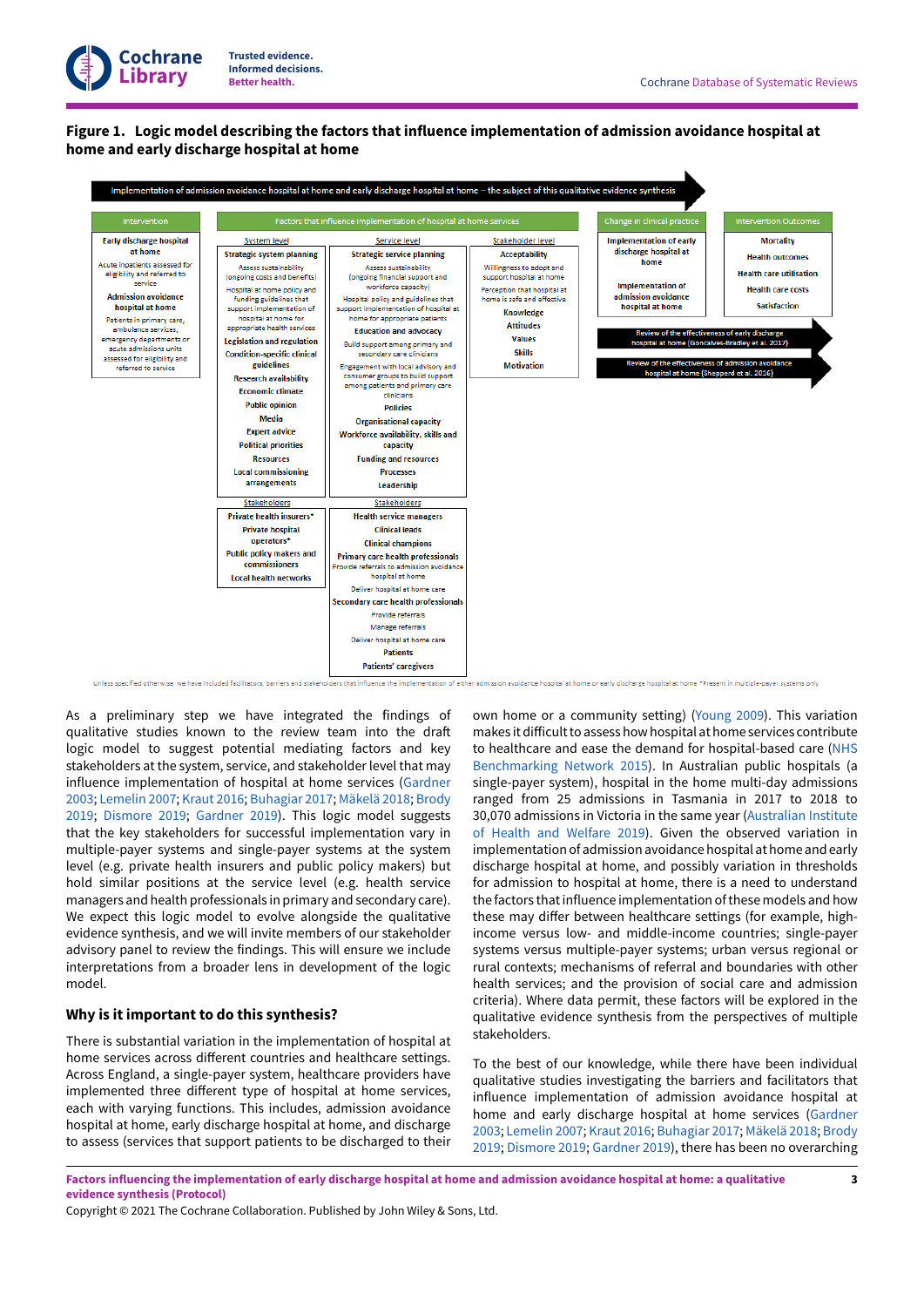**Figure 1. Logic model describing the factors that influence implementation of admission avoidance hospital at home and early discharge hospital at home**

Implementation of admission avoidance hospital at home and early discharge hospital at home – the subject of this qualitative evidence synthesis

| Intervention | Factors that influence implementation of hospital at home services | | | Change in clinical practice | Intervention Outcomes |
|---|---|---|---|---|---|
| | System level | Service level | Stakeholder level | | |
| **Early discharge hospital at home** Acute inpatients assessed for eligibility and referred to service **Admission avoidance hospital at home** Patients in primary care, ambulance services, emergency departments or acute admissions units assessed for eligibility and referred to service | **Strategic system planning** Assess sustainability (ongoing costs and benefits) Hospital at home policy and funding guidelines that support implementation of hospital at home for appropriate health services **Legislation and regulation** **Condition-specific clinical guidelines** **Research availability** **Economic climate** **Public opinion** **Media** **Expert advice** **Political priorities** **Resources** **Local commissioning arrangements** | **Strategic service planning** Assess sustainability (ongoing financial support and workforce capacity) Hospital policy and guidelines that support implementation of hospital at home for appropriate patients **Education and advocacy** Build support among primary and secondary care clinicians Engagement with local advisory and consumer groups to build support among patients and primary care clinicians **Policies** **Organisational capacity** **Workforce availability, skills and capacity** **Funding and resources** **Processes** **Leadership** | **Acceptability** Willingness to adopt and support hospital at home Perception that hospital at home is safe and effective **Knowledge** **Attitudes** **Values** **Skills** **Motivation** | **Implementation of early discharge hospital at home** **Implementation of admission avoidance hospital at home** | **Mortality** **Health outcomes** **Health care utilisation** **Health care costs** **Satisfaction** |
| | Stakeholders | Stakeholders | | | |
| | **Private health insurers*** **Private hospital operators*** **Public policy makers and commissioners** **Local health networks** | **Health service managers** **Clinical leads** **Clinical champions** **Primary care health professionals** Provide referrals to admission avoidance hospital at home Deliver hospital at home care **Secondary care health professionals** Provide referrals Manage referrals Deliver hospital at home care **Patients** **Patients' caregivers** | | | |

Review of the effectiveness of early discharge hospital at home (Gonçalves-Bradley et al. 2017)

Review of the effectiveness of admission avoidance hospital at home (Shepperd et al. 2016)

Unless specified otherwise, we have included facilitators, barriers and stakeholders that influence the implementation of either admission avoidance hospital at home or early discharge hospital at home * Present in multiple-payer systems only

As a preliminary step we have integrated the findings of qualitative studies known to the review team into the draft logic model to suggest potential mediating factors and key stakeholders at the system, service, and stakeholder level that may influence implementation of hospital at home services (Gardner 2003; Lemelin 2007; Kraut 2016; Buhagiar 2017; Mäkelä 2018; Brody 2019; Dismore 2019; Gardner 2019). This logic model suggests that the key stakeholders for successful implementation vary in multiple-payer systems and single-payer systems at the system level (e.g. private health insurers and public policy makers) but hold similar positions at the service level (e.g. health service managers and health professionals in primary and secondary care). We expect this logic model to evolve alongside the qualitative evidence synthesis, and we will invite members of our stakeholder advisory panel to review the findings. This will ensure we include interpretations from a broader lens in development of the logic model.

### Why is it important to do this synthesis?

There is substantial variation in the implementation of hospital at home services across different countries and healthcare settings. Across England, a single-payer system, healthcare providers have implemented three different type of hospital at home services, each with varying functions. This includes, admission avoidance hospital at home, early discharge hospital at home, and discharge to assess (services that support patients to be discharged to their own home or a community setting) (Young 2009). This variation makes it difficult to assess how hospital at home services contribute to healthcare and ease the demand for hospital-based care (NHS Benchmarking Network 2015). In Australian public hospitals (a single-payer system), hospital in the home multi-day admissions ranged from 25 admissions in Tasmania in 2017 to 2018 to 30,070 admissions in Victoria in the same year (Australian Institute of Health and Welfare 2019). Given the observed variation in implementation of admission avoidance hospital at home and early discharge hospital at home, and possibly variation in thresholds for admission to hospital at home, there is a need to understand the factors that influence implementation of these models and how these may differ between healthcare settings (for example, high-income versus low- and middle-income countries; single-payer systems versus multiple-payer systems; urban versus regional or rural contexts; mechanisms of referral and boundaries with other health services; and the provision of social care and admission criteria). Where data permit, these factors will be explored in the qualitative evidence synthesis from the perspectives of multiple stakeholders.

To the best of our knowledge, while there have been individual qualitative studies investigating the barriers and facilitators that influence implementation of admission avoidance hospital at home and early discharge hospital at home services (Gardner 2003; Lemelin 2007; Kraut 2016; Buhagiar 2017; Mäkelä 2018; Brody 2019; Dismore 2019; Gardner 2019), there has been no overarching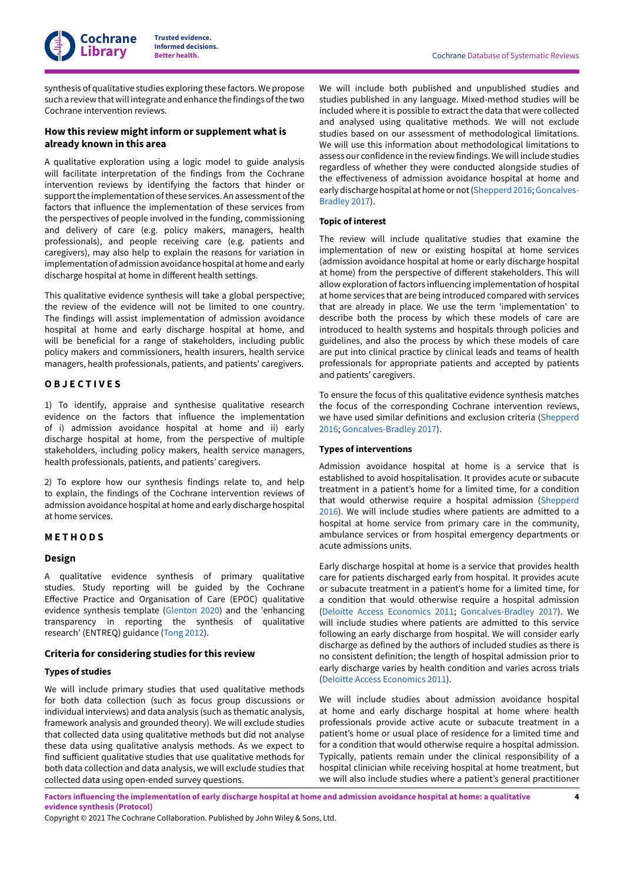synthesis of qualitative studies exploring these factors. We propose such a review that will integrate and enhance the findings of the two Cochrane intervention reviews.

### How this review might inform or supplement what is already known in this area

A qualitative exploration using a logic model to guide analysis will facilitate interpretation of the findings from the Cochrane intervention reviews by identifying the factors that hinder or support the implementation of these services. An assessment of the factors that influence the implementation of these services from the perspectives of people involved in the funding, commissioning and delivery of care (e.g. policy makers, managers, health professionals), and people receiving care (e.g. patients and caregivers), may also help to explain the reasons for variation in implementation of admission avoidance hospital at home and early discharge hospital at home in different health settings.

This qualitative evidence synthesis will take a global perspective; the review of the evidence will not be limited to one country. The findings will assist implementation of admission avoidance hospital at home and early discharge hospital at home, and will be beneficial for a range of stakeholders, including public policy makers and commissioners, health insurers, health service managers, health professionals, patients, and patients' caregivers.

## OBJECTIVES

1) To identify, appraise and synthesise qualitative research evidence on the factors that influence the implementation of i) admission avoidance hospital at home and ii) early discharge hospital at home, from the perspective of multiple stakeholders, including policy makers, health service managers, health professionals, patients, and patients' caregivers.

2) To explore how our synthesis findings relate to, and help to explain, the findings of the Cochrane intervention reviews of admission avoidance hospital at home and early discharge hospital at home services.

## METHODS

### Design

A qualitative evidence synthesis of primary qualitative studies. Study reporting will be guided by the Cochrane Effective Practice and Organisation of Care (EPOC) qualitative evidence synthesis template (Glenton 2020) and the 'enhancing transparency in reporting the synthesis of qualitative research' (ENTREQ) guidance (Tong 2012).

### Criteria for considering studies for this review

#### Types of studies

We will include primary studies that used qualitative methods for both data collection (such as focus group discussions or individual interviews) and data analysis (such as thematic analysis, framework analysis and grounded theory). We will exclude studies that collected data using qualitative methods but did not analyse these data using qualitative analysis methods. As we expect to find sufficient qualitative studies that use qualitative methods for both data collection and data analysis, we will exclude studies that collected data using open-ended survey questions.

We will include both published and unpublished studies and studies published in any language. Mixed-method studies will be included where it is possible to extract the data that were collected and analysed using qualitative methods. We will not exclude studies based on our assessment of methodological limitations. We will use this information about methodological limitations to assess our confidence in the review findings. We will include studies regardless of whether they were conducted alongside studies of the effectiveness of admission avoidance hospital at home and early discharge hospital at home or not (Shepperd 2016; Goncalves-Bradley 2017).

#### Topic of interest

The review will include qualitative studies that examine the implementation of new or existing hospital at home services (admission avoidance hospital at home or early discharge hospital at home) from the perspective of different stakeholders. This will allow exploration of factors influencing implementation of hospital at home services that are being introduced compared with services that are already in place. We use the term 'implementation' to describe both the process by which these models of care are introduced to health systems and hospitals through policies and guidelines, and also the process by which these models of care are put into clinical practice by clinical leads and teams of health professionals for appropriate patients and accepted by patients and patients' caregivers.

To ensure the focus of this qualitative evidence synthesis matches the focus of the corresponding Cochrane intervention reviews, we have used similar definitions and exclusion criteria (Shepperd 2016; Goncalves-Bradley 2017).

#### Types of interventions

Admission avoidance hospital at home is a service that is established to avoid hospitalisation. It provides acute or subacute treatment in a patient's home for a limited time, for a condition that would otherwise require a hospital admission (Shepperd 2016). We will include studies where patients are admitted to a hospital at home service from primary care in the community, ambulance services or from hospital emergency departments or acute admissions units.

Early discharge hospital at home is a service that provides health care for patients discharged early from hospital. It provides acute or subacute treatment in a patient's home for a limited time, for a condition that would otherwise require a hospital admission (Deloitte Access Economics 2011; Goncalves-Bradley 2017). We will include studies where patients are admitted to this service following an early discharge from hospital. We will consider early discharge as defined by the authors of included studies as there is no consistent definition; the length of hospital admission prior to early discharge varies by health condition and varies across trials (Deloitte Access Economics 2011).

We will include studies about admission avoidance hospital at home and early discharge hospital at home where health professionals provide active acute or subacute treatment in a patient's home or usual place of residence for a limited time and for a condition that would otherwise require a hospital admission. Typically, patients remain under the clinical responsibility of a hospital clinician while receiving hospital at home treatment, but we will also include studies where a patient's general practitioner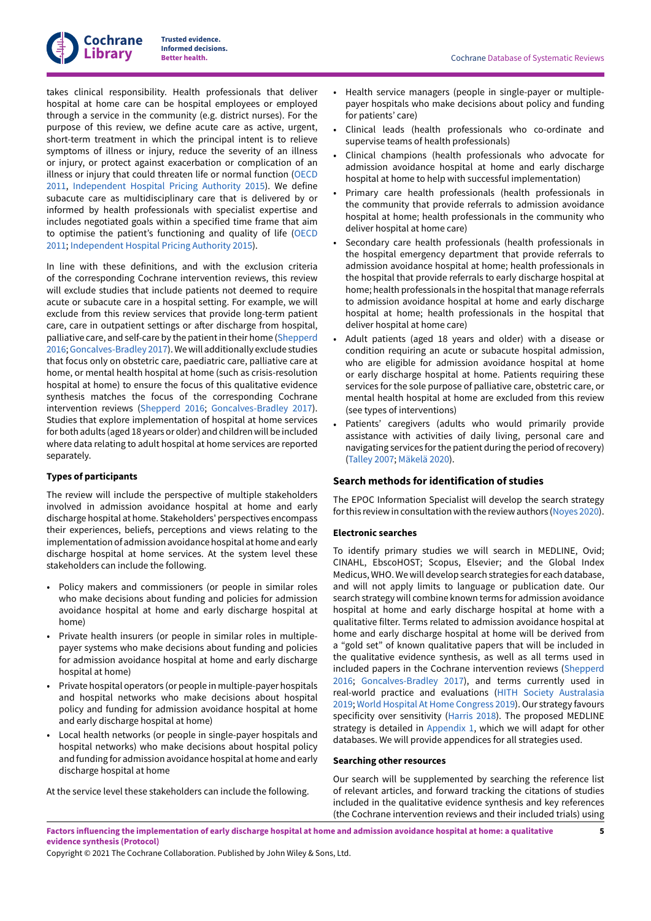takes clinical responsibility. Health professionals that deliver hospital at home care can be hospital employees or employed through a service in the community (e.g. district nurses). For the purpose of this review, we define acute care as active, urgent, short-term treatment in which the principal intent is to relieve symptoms of illness or injury, reduce the severity of an illness or injury, or protect against exacerbation or complication of an illness or injury that could threaten life or normal function (OECD 2011, Independent Hospital Pricing Authority 2015). We define subacute care as multidisciplinary care that is delivered by or informed by health professionals with specialist expertise and includes negotiated goals within a specified time frame that aim to optimise the patient's functioning and quality of life (OECD 2011; Independent Hospital Pricing Authority 2015).

In line with these definitions, and with the exclusion criteria of the corresponding Cochrane intervention reviews, this review will exclude studies that include patients not deemed to require acute or subacute care in a hospital setting. For example, we will exclude from this review services that provide long-term patient care, care in outpatient settings or after discharge from hospital, palliative care, and self-care by the patient in their home (Shepperd 2016; Goncalves-Bradley 2017). We will additionally exclude studies that focus only on obstetric care, paediatric care, palliative care at home, or mental health hospital at home (such as crisis-resolution hospital at home) to ensure the focus of this qualitative evidence synthesis matches the focus of the corresponding Cochrane intervention reviews (Shepperd 2016; Goncalves-Bradley 2017). Studies that explore implementation of hospital at home services for both adults (aged 18 years or older) and children will be included where data relating to adult hospital at home services are reported separately.

#### Types of participants

The review will include the perspective of multiple stakeholders involved in admission avoidance hospital at home and early discharge hospital at home. Stakeholders' perspectives encompass their experiences, beliefs, perceptions and views relating to the implementation of admission avoidance hospital at home and early discharge hospital at home services. At the system level these stakeholders can include the following.

- Policy makers and commissioners (or people in similar roles who make decisions about funding and policies for admission avoidance hospital at home and early discharge hospital at home)
- Private health insurers (or people in similar roles in multiple-payer systems who make decisions about funding and policies for admission avoidance hospital at home and early discharge hospital at home)
- Private hospital operators (or people in multiple-payer hospitals and hospital networks who make decisions about hospital policy and funding for admission avoidance hospital at home and early discharge hospital at home)
- Local health networks (or people in single-payer hospitals and hospital networks) who make decisions about hospital policy and funding for admission avoidance hospital at home and early discharge hospital at home

At the service level these stakeholders can include the following.

- Health service managers (people in single-payer or multiple-payer hospitals who make decisions about policy and funding for patients' care)
- Clinical leads (health professionals who co-ordinate and supervise teams of health professionals)
- Clinical champions (health professionals who advocate for admission avoidance hospital at home and early discharge hospital at home to help with successful implementation)
- Primary care health professionals (health professionals in the community that provide referrals to admission avoidance hospital at home; health professionals in the community who deliver hospital at home care)
- Secondary care health professionals (health professionals in the hospital emergency department that provide referrals to admission avoidance hospital at home; health professionals in the hospital that provide referrals to early discharge hospital at home; health professionals in the hospital that manage referrals to admission avoidance hospital at home and early discharge hospital at home; health professionals in the hospital that deliver hospital at home care)
- Adult patients (aged 18 years and older) with a disease or condition requiring an acute or subacute hospital admission, who are eligible for admission avoidance hospital at home or early discharge hospital at home. Patients requiring these services for the sole purpose of palliative care, obstetric care, or mental health hospital at home are excluded from this review (see types of interventions)
- Patients' caregivers (adults who would primarily provide assistance with activities of daily living, personal care and navigating services for the patient during the period of recovery) (Talley 2007; Mäkelä 2020).

### Search methods for identification of studies

The EPOC Information Specialist will develop the search strategy for this review in consultation with the review authors (Noyes 2020).

#### Electronic searches

To identify primary studies we will search in MEDLINE, Ovid; CINAHL, EbscoHOST; Scopus, Elsevier; and the Global Index Medicus, WHO. We will develop search strategies for each database, and will not apply limits to language or publication date. Our search strategy will combine known terms for admission avoidance hospital at home and early discharge hospital at home with a qualitative filter. Terms related to admission avoidance hospital at home and early discharge hospital at home will be derived from a "gold set" of known qualitative papers that will be included in the qualitative evidence synthesis, as well as all terms used in included papers in the Cochrane intervention reviews (Shepperd 2016; Goncalves-Bradley 2017), and terms currently used in real-world practice and evaluations (HITH Society Australasia 2019; World Hospital At Home Congress 2019). Our strategy favours specificity over sensitivity (Harris 2018). The proposed MEDLINE strategy is detailed in Appendix 1, which we will adapt for other databases. We will provide appendices for all strategies used.

#### Searching other resources

Our search will be supplemented by searching the reference list of relevant articles, and forward tracking the citations of studies included in the qualitative evidence synthesis and key references (the Cochrane intervention reviews and their included trials) using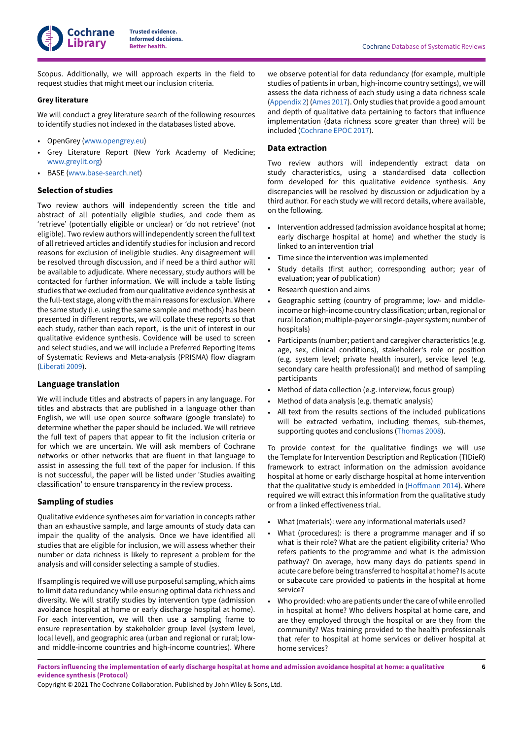Scopus. Additionally, we will approach experts in the field to request studies that might meet our inclusion criteria.

#### Grey literature

We will conduct a grey literature search of the following resources to identify studies not indexed in the databases listed above.

- OpenGrey (www.opengrey.eu)
- Grey Literature Report (New York Academy of Medicine; www.greylit.org)
- BASE (www.base-search.net)

### Selection of studies

Two review authors will independently screen the title and abstract of all potentially eligible studies, and code them as 'retrieve' (potentially eligible or unclear) or 'do not retrieve' (not eligible). Two review authors will independently screen the full text of all retrieved articles and identify studies for inclusion and record reasons for exclusion of ineligible studies. Any disagreement will be resolved through discussion, and if need be a third author will be available to adjudicate. Where necessary, study authors will be contacted for further information. We will include a table listing studies that we excluded from our qualitative evidence synthesis at the full-text stage, along with the main reasons for exclusion. Where the same study (i.e. using the same sample and methods) has been presented in different reports, we will collate these reports so that each study, rather than each report, is the unit of interest in our qualitative evidence synthesis. Covidence will be used to screen and select studies, and we will include a Preferred Reporting Items of Systematic Reviews and Meta-analysis (PRISMA) flow diagram (Liberati 2009).

### Language translation

We will include titles and abstracts of papers in any language. For titles and abstracts that are published in a language other than English, we will use open source software (google translate) to determine whether the paper should be included. We will retrieve the full text of papers that appear to fit the inclusion criteria or for which we are uncertain. We will ask members of Cochrane networks or other networks that are fluent in that language to assist in assessing the full text of the paper for inclusion. If this is not successful, the paper will be listed under 'Studies awaiting classification' to ensure transparency in the review process.

### Sampling of studies

Qualitative evidence syntheses aim for variation in concepts rather than an exhaustive sample, and large amounts of study data can impair the quality of the analysis. Once we have identified all studies that are eligible for inclusion, we will assess whether their number or data richness is likely to represent a problem for the analysis and will consider selecting a sample of studies.

If sampling is required we will use purposeful sampling, which aims to limit data redundancy while ensuring optimal data richness and diversity. We will stratify studies by intervention type (admission avoidance hospital at home or early discharge hospital at home). For each intervention, we will then use a sampling frame to ensure representation by stakeholder group level (system level, local level), and geographic area (urban and regional or rural; low- and middle-income countries and high-income countries). Where we observe potential for data redundancy (for example, multiple studies of patients in urban, high-income country settings), we will assess the data richness of each study using a data richness scale (Appendix 2) (Ames 2017). Only studies that provide a good amount and depth of qualitative data pertaining to factors that influence implementation (data richness score greater than three) will be included (Cochrane EPOC 2017).

### Data extraction

Two review authors will independently extract data on study characteristics, using a standardised data collection form developed for this qualitative evidence synthesis. Any discrepancies will be resolved by discussion or adjudication by a third author. For each study we will record details, where available, on the following.

- Intervention addressed (admission avoidance hospital at home; early discharge hospital at home) and whether the study is linked to an intervention trial
- Time since the intervention was implemented
- Study details (first author; corresponding author; year of evaluation; year of publication)
- Research question and aims
- Geographic setting (country of programme; low- and middle-income or high-income country classification; urban, regional or rural location; multiple-payer or single-payer system; number of hospitals)
- Participants (number; patient and caregiver characteristics (e.g. age, sex, clinical conditions), stakeholder's role or position (e.g. system level; private health insurer), service level (e.g. secondary care health professional)) and method of sampling participants
- Method of data collection (e.g. interview, focus group)
- Method of data analysis (e.g. thematic analysis)
- All text from the results sections of the included publications will be extracted verbatim, including themes, sub-themes, supporting quotes and conclusions (Thomas 2008).

To provide context for the qualitative findings we will use the Template for Intervention Description and Replication (TIDieR) framework to extract information on the admission avoidance hospital at home or early discharge hospital at home intervention that the qualitative study is embedded in (Hoffmann 2014). Where required we will extract this information from the qualitative study or from a linked effectiveness trial.

- What (materials): were any informational materials used?
- What (procedures): is there a programme manager and if so what is their role? What are the patient eligibility criteria? Who refers patients to the programme and what is the admission pathway? On average, how many days do patients spend in acute care before being transferred to hospital at home? Is acute or subacute care provided to patients in the hospital at home service?
- Who provided: who are patients under the care of while enrolled in hospital at home? Who delivers hospital at home care, and are they employed through the hospital or are they from the community? Was training provided to the health professionals that refer to hospital at home services or deliver hospital at home services?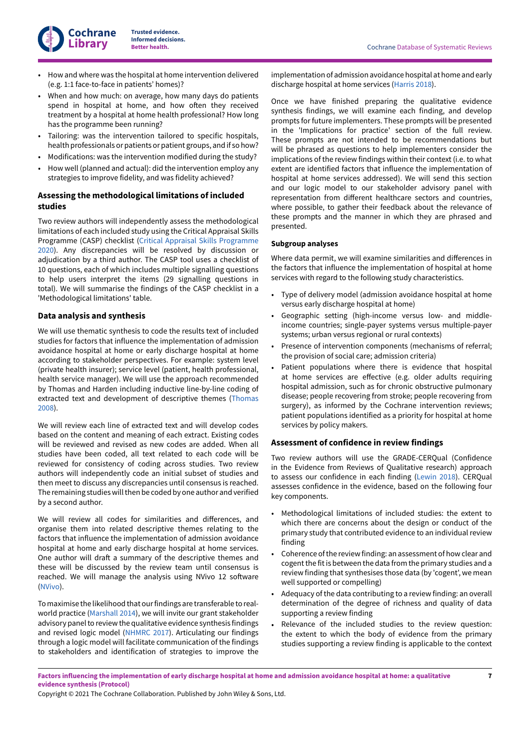- How and where was the hospital at home intervention delivered (e.g. 1:1 face-to-face in patients' homes)?
- When and how much: on average, how many days do patients spend in hospital at home, and how often they received treatment by a hospital at home health professional? How long has the programme been running?
- Tailoring: was the intervention tailored to specific hospitals, health professionals or patients or patient groups, and if so how?
- Modifications: was the intervention modified during the study?
- How well (planned and actual): did the intervention employ any strategies to improve fidelity, and was fidelity achieved?

### Assessing the methodological limitations of included studies

Two review authors will independently assess the methodological limitations of each included study using the Critical Appraisal Skills Programme (CASP) checklist (Critical Appraisal Skills Programme 2020). Any discrepancies will be resolved by discussion or adjudication by a third author. The CASP tool uses a checklist of 10 questions, each of which includes multiple signalling questions to help users interpret the items (29 signalling questions in total). We will summarise the findings of the CASP checklist in a 'Methodological limitations' table.

### Data analysis and synthesis

We will use thematic synthesis to code the results text of included studies for factors that influence the implementation of admission avoidance hospital at home or early discharge hospital at home according to stakeholder perspectives. For example: system level (private health insurer); service level (patient, health professional, health service manager). We will use the approach recommended by Thomas and Harden including inductive line-by-line coding of extracted text and development of descriptive themes (Thomas 2008).

We will review each line of extracted text and will develop codes based on the content and meaning of each extract. Existing codes will be reviewed and revised as new codes are added. When all studies have been coded, all text related to each code will be reviewed for consistency of coding across studies. Two review authors will independently code an initial subset of studies and then meet to discuss any discrepancies until consensus is reached. The remaining studies will then be coded by one author and verified by a second author.

We will review all codes for similarities and differences, and organise them into related descriptive themes relating to the factors that influence the implementation of admission avoidance hospital at home and early discharge hospital at home services. One author will draft a summary of the descriptive themes and these will be discussed by the review team until consensus is reached. We will manage the analysis using NVivo 12 software (NVivo).

To maximise the likelihood that our findings are transferable to real-world practice (Marshall 2014), we will invite our grant stakeholder advisory panel to review the qualitative evidence synthesis findings and revised logic model (NHMRC 2017). Articulating our findings through a logic model will facilitate communication of the findings to stakeholders and identification of strategies to improve the implementation of admission avoidance hospital at home and early discharge hospital at home services (Harris 2018).

Once we have finished preparing the qualitative evidence synthesis findings, we will examine each finding, and develop prompts for future implementers. These prompts will be presented in the 'Implications for practice' section of the full review. These prompts are not intended to be recommendations but will be phrased as questions to help implementers consider the implications of the review findings within their context (i.e. to what extent are identified factors that influence the implementation of hospital at home services addressed). We will send this section and our logic model to our stakeholder advisory panel with representation from different healthcare sectors and countries, where possible, to gather their feedback about the relevance of these prompts and the manner in which they are phrased and presented.

#### Subgroup analyses

Where data permit, we will examine similarities and differences in the factors that influence the implementation of hospital at home services with regard to the following study characteristics.

- Type of delivery model (admission avoidance hospital at home versus early discharge hospital at home)
- Geographic setting (high-income versus low- and middle-income countries; single-payer systems versus multiple-payer systems; urban versus regional or rural contexts)
- Presence of intervention components (mechanisms of referral; the provision of social care; admission criteria)
- Patient populations where there is evidence that hospital at home services are effective (e.g. older adults requiring hospital admission, such as for chronic obstructive pulmonary disease; people recovering from stroke; people recovering from surgery), as informed by the Cochrane intervention reviews; patient populations identified as a priority for hospital at home services by policy makers.

### Assessment of confidence in review findings

Two review authors will use the GRADE-CERQual (Confidence in the Evidence from Reviews of Qualitative research) approach to assess our confidence in each finding (Lewin 2018). CERQual assesses confidence in the evidence, based on the following four key components.

- Methodological limitations of included studies: the extent to which there are concerns about the design or conduct of the primary study that contributed evidence to an individual review finding
- Coherence of the review finding: an assessment of how clear and cogent the fit is between the data from the primary studies and a review finding that synthesises those data (by 'cogent', we mean well supported or compelling)
- Adequacy of the data contributing to a review finding: an overall determination of the degree of richness and quality of data supporting a review finding
- Relevance of the included studies to the review question: the extent to which the body of evidence from the primary studies supporting a review finding is applicable to the context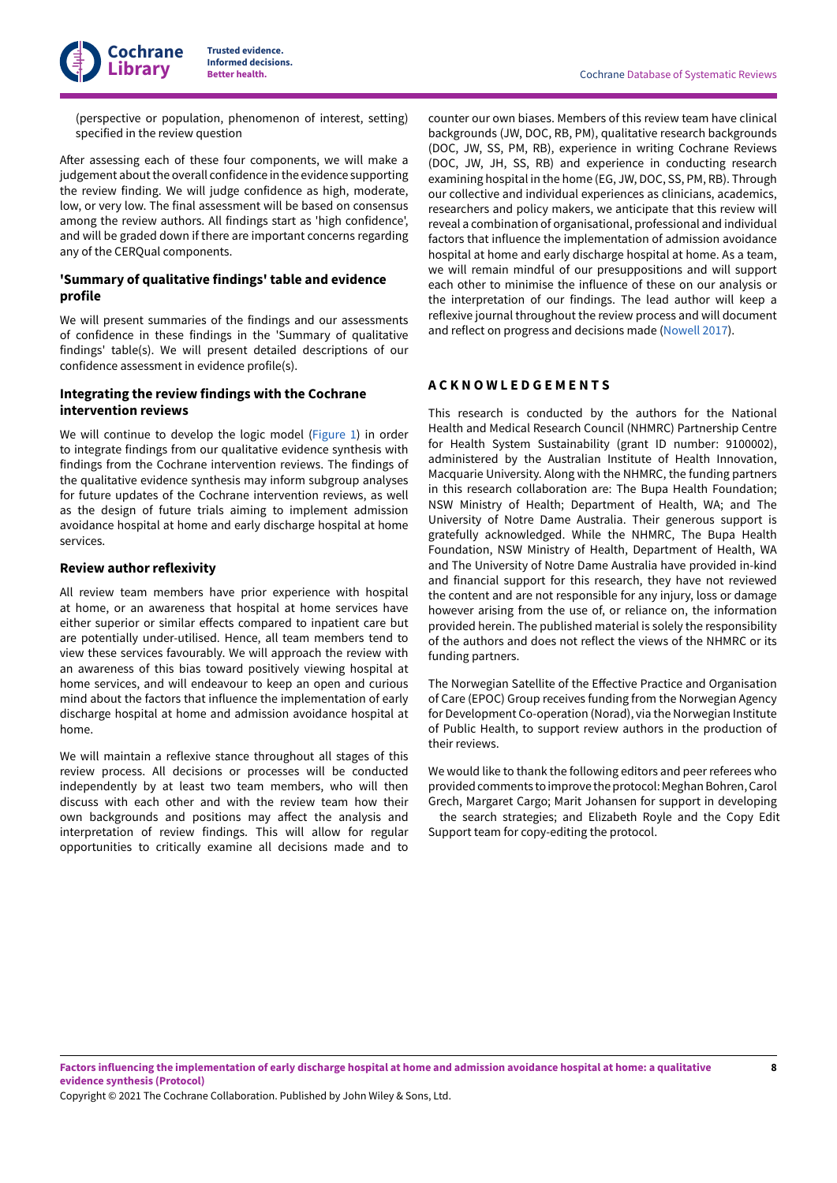(perspective or population, phenomenon of interest, setting) specified in the review question

After assessing each of these four components, we will make a judgement about the overall confidence in the evidence supporting the review finding. We will judge confidence as high, moderate, low, or very low. The final assessment will be based on consensus among the review authors. All findings start as 'high confidence', and will be graded down if there are important concerns regarding any of the CERQual components.

### 'Summary of qualitative findings' table and evidence profile

We will present summaries of the findings and our assessments of confidence in these findings in the 'Summary of qualitative findings' table(s). We will present detailed descriptions of our confidence assessment in evidence profile(s).

### Integrating the review findings with the Cochrane intervention reviews

We will continue to develop the logic model (Figure 1) in order to integrate findings from our qualitative evidence synthesis with findings from the Cochrane intervention reviews. The findings of the qualitative evidence synthesis may inform subgroup analyses for future updates of the Cochrane intervention reviews, as well as the design of future trials aiming to implement admission avoidance hospital at home and early discharge hospital at home services.

### Review author reflexivity

All review team members have prior experience with hospital at home, or an awareness that hospital at home services have either superior or similar effects compared to inpatient care but are potentially under-utilised. Hence, all team members tend to view these services favourably. We will approach the review with an awareness of this bias toward positively viewing hospital at home services, and will endeavour to keep an open and curious mind about the factors that influence the implementation of early discharge hospital at home and admission avoidance hospital at home.

We will maintain a reflexive stance throughout all stages of this review process. All decisions or processes will be conducted independently by at least two team members, who will then discuss with each other and with the review team how their own backgrounds and positions may affect the analysis and interpretation of review findings. This will allow for regular opportunities to critically examine all decisions made and to counter our own biases. Members of this review team have clinical backgrounds (JW, DOC, RB, PM), qualitative research backgrounds (DOC, JW, SS, PM, RB), experience in writing Cochrane Reviews (DOC, JW, JH, SS, RB) and experience in conducting research examining hospital in the home (EG, JW, DOC, SS, PM, RB). Through our collective and individual experiences as clinicians, academics, researchers and policy makers, we anticipate that this review will reveal a combination of organisational, professional and individual factors that influence the implementation of admission avoidance hospital at home and early discharge hospital at home. As a team, we will remain mindful of our presuppositions and will support each other to minimise the influence of these on our analysis or the interpretation of our findings. The lead author will keep a reflexive journal throughout the review process and will document and reflect on progress and decisions made (Nowell 2017).

## ACKNOWLEDGEMENTS

This research is conducted by the authors for the National Health and Medical Research Council (NHMRC) Partnership Centre for Health System Sustainability (grant ID number: 9100002), administered by the Australian Institute of Health Innovation, Macquarie University. Along with the NHMRC, the funding partners in this research collaboration are: The Bupa Health Foundation; NSW Ministry of Health; Department of Health, WA; and The University of Notre Dame Australia. Their generous support is gratefully acknowledged. While the NHMRC, The Bupa Health Foundation, NSW Ministry of Health, Department of Health, WA and The University of Notre Dame Australia have provided in-kind and financial support for this research, they have not reviewed the content and are not responsible for any injury, loss or damage however arising from the use of, or reliance on, the information provided herein. The published material is solely the responsibility of the authors and does not reflect the views of the NHMRC or its funding partners.

The Norwegian Satellite of the Effective Practice and Organisation of Care (EPOC) Group receives funding from the Norwegian Agency for Development Co-operation (Norad), via the Norwegian Institute of Public Health, to support review authors in the production of their reviews.

We would like to thank the following editors and peer referees who provided comments to improve the protocol: Meghan Bohren, Carol Grech, Margaret Cargo; Marit Johansen for support in developing the search strategies; and Elizabeth Royle and the Copy Edit Support team for copy-editing the protocol.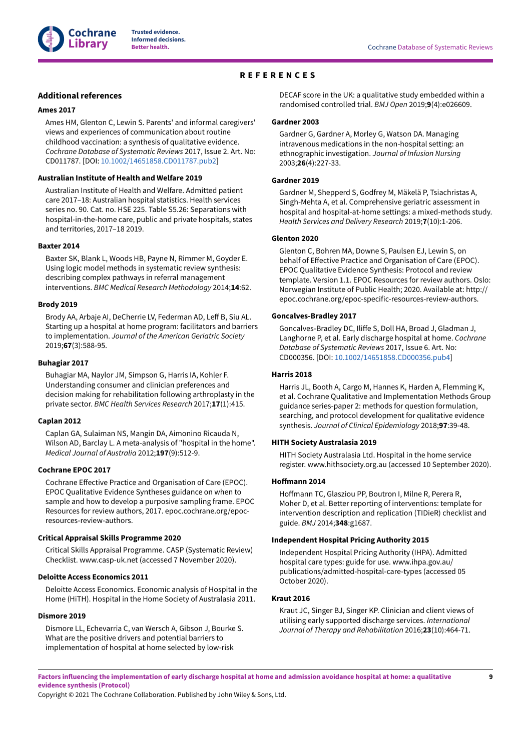# REFERENCES

## Additional references

### Ames 2017

Ames HM, Glenton C, Lewin S. Parents' and informal caregivers' views and experiences of communication about routine childhood vaccination: a synthesis of qualitative evidence. *Cochrane Database of Systematic Reviews* 2017, Issue 2. Art. No: CD011787. [DOI: 10.1002/14651858.CD011787.pub2]

### Australian Institute of Health and Welfare 2019

Australian Institute of Health and Welfare. Admitted patient care 2017–18: Australian hospital statistics. Health services series no. 90. Cat. no. HSE 225. Table S5.26: Separations with hospital-in-the-home care, public and private hospitals, states and territories, 2017–18 2019.

### Baxter 2014

Baxter SK, Blank L, Woods HB, Payne N, Rimmer M, Goyder E. Using logic model methods in systematic review synthesis: describing complex pathways in referral management interventions. *BMC Medical Research Methodology* 2014;**14**:62.

### Brody 2019

Brody AA, Arbaje AI, DeCherrie LV, Federman AD, Leff B, Siu AL. Starting up a hospital at home program: facilitators and barriers to implementation. *Journal of the American Geriatric Society* 2019;**67**(3):588-95.

### Buhagiar 2017

Buhagiar MA, Naylor JM, Simpson G, Harris IA, Kohler F. Understanding consumer and clinician preferences and decision making for rehabilitation following arthroplasty in the private sector. *BMC Health Services Research* 2017;**17**(1):415.

### Caplan 2012

Caplan GA, Sulaiman NS, Mangin DA, Aimonino Ricauda N, Wilson AD, Barclay L. A meta-analysis of "hospital in the home". *Medical Journal of Australia* 2012;**197**(9):512-9.

### Cochrane EPOC 2017

Cochrane Effective Practice and Organisation of Care (EPOC). EPOC Qualitative Evidence Syntheses guidance on when to sample and how to develop a purposive sampling frame. EPOC Resources for review authors, 2017. epoc.cochrane.org/epoc-resources-review-authors.

### Critical Appraisal Skills Programme 2020

Critical Skills Appraisal Programme. CASP (Systematic Review) Checklist. www.casp-uk.net (accessed 7 November 2020).

### Deloitte Access Economics 2011

Deloitte Access Economics. Economic analysis of Hospital in the Home (HiTH). Hospital in the Home Society of Australasia 2011.

### Dismore 2019

Dismore LL, Echevarria C, van Wersch A, Gibson J, Bourke S. What are the positive drivers and potential barriers to implementation of hospital at home selected by low-risk DECAF score in the UK: a qualitative study embedded within a randomised controlled trial. *BMJ Open* 2019;**9**(4):e026609.

### Gardner 2003

Gardner G, Gardner A, Morley G, Watson DA. Managing intravenous medications in the non-hospital setting: an ethnographic investigation. *Journal of Infusion Nursing* 2003;**26**(4):227-33.

### Gardner 2019

Gardner M, Shepperd S, Godfrey M, Mäkelä P, Tsiachristas A, Singh-Mehta A, et al. Comprehensive geriatric assessment in hospital and hospital-at-home settings: a mixed-methods study. *Health Services and Delivery Research* 2019;**7**(10):1-206.

### Glenton 2020

Glenton C, Bohren MA, Downe S, Paulsen EJ, Lewin S, on behalf of Effective Practice and Organisation of Care (EPOC). EPOC Qualitative Evidence Synthesis: Protocol and review template. Version 1.1. EPOC Resources for review authors. Oslo: Norwegian Institute of Public Health; 2020. Available at: http://epoc.cochrane.org/epoc-specific-resources-review-authors.

### Goncalves-Bradley 2017

Goncalves-Bradley DC, Iliffe S, Doll HA, Broad J, Gladman J, Langhorne P, et al. Early discharge hospital at home. *Cochrane Database of Systematic Reviews* 2017, Issue 6. Art. No: CD000356. [DOI: 10.1002/14651858.CD000356.pub4]

### Harris 2018

Harris JL, Booth A, Cargo M, Hannes K, Harden A, Flemming K, et al. Cochrane Qualitative and Implementation Methods Group guidance series-paper 2: methods for question formulation, searching, and protocol development for qualitative evidence synthesis. *Journal of Clinical Epidemiology* 2018;**97**:39-48.

### HITH Society Australasia 2019

HITH Society Australasia Ltd. Hospital in the home service register. www.hithsociety.org.au (accessed 10 September 2020).

### Hoffmann 2014

Hoffmann TC, Glasziou PP, Boutron I, Milne R, Perera R, Moher D, et al. Better reporting of interventions: template for intervention description and replication (TIDieR) checklist and guide. *BMJ* 2014;**348**:g1687.

### Independent Hospital Pricing Authority 2015

Independent Hospital Pricing Authority (IHPA). Admitted hospital care types: guide for use. www.ihpa.gov.au/publications/admitted-hospital-care-types (accessed 05 October 2020).

### Kraut 2016

Kraut JC, Singer BJ, Singer KP. Clinician and client views of utilising early supported discharge services. *International Journal of Therapy and Rehabilitation* 2016;**23**(10):464-71.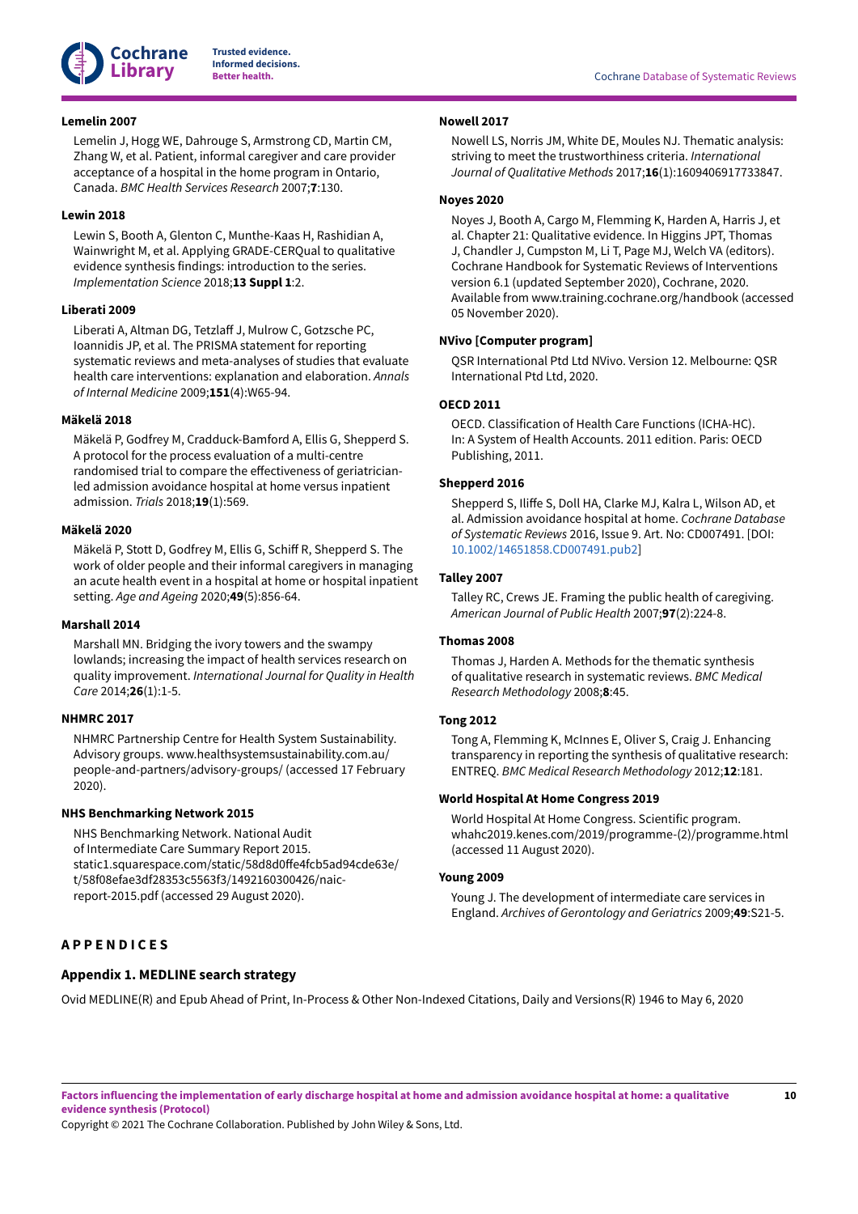**Lemelin 2007**

Lemelin J, Hogg WE, Dahrouge S, Armstrong CD, Martin CM, Zhang W, et al. Patient, informal caregiver and care provider acceptance of a hospital in the home program in Ontario, Canada. *BMC Health Services Research* 2007;**7**:130.

**Lewin 2018**

Lewin S, Booth A, Glenton C, Munthe-Kaas H, Rashidian A, Wainwright M, et al. Applying GRADE-CERQual to qualitative evidence synthesis findings: introduction to the series. *Implementation Science* 2018;**13 Suppl 1**:2.

**Liberati 2009**

Liberati A, Altman DG, Tetzlaff J, Mulrow C, Gotzsche PC, Ioannidis JP, et al. The PRISMA statement for reporting systematic reviews and meta-analyses of studies that evaluate health care interventions: explanation and elaboration. *Annals of Internal Medicine* 2009;**151**(4):W65-94.

**Mäkelä 2018**

Mäkelä P, Godfrey M, Cradduck-Bamford A, Ellis G, Shepperd S. A protocol for the process evaluation of a multi-centre randomised trial to compare the effectiveness of geriatrician-led admission avoidance hospital at home versus inpatient admission. *Trials* 2018;**19**(1):569.

**Mäkelä 2020**

Mäkelä P, Stott D, Godfrey M, Ellis G, Schiff R, Shepperd S. The work of older people and their informal caregivers in managing an acute health event in a hospital at home or hospital inpatient setting. *Age and Ageing* 2020;**49**(5):856-64.

**Marshall 2014**

Marshall MN. Bridging the ivory towers and the swampy lowlands; increasing the impact of health services research on quality improvement. *International Journal for Quality in Health Care* 2014;**26**(1):1-5.

**NHMRC 2017**

NHMRC Partnership Centre for Health System Sustainability. Advisory groups. www.healthsystemsustainability.com.au/people-and-partners/advisory-groups/ (accessed 17 February 2020).

**NHS Benchmarking Network 2015**

NHS Benchmarking Network. National Audit of Intermediate Care Summary Report 2015. static1.squarespace.com/static/58d8d0ffe4fcb5ad94cde63e/t/58f08efae3df28353c5563f3/1492160300426/naic-report-2015.pdf (accessed 29 August 2020).

**Nowell 2017**

Nowell LS, Norris JM, White DE, Moules NJ. Thematic analysis: striving to meet the trustworthiness criteria. *International Journal of Qualitative Methods* 2017;**16**(1):1609406917733847.

**Noyes 2020**

Noyes J, Booth A, Cargo M, Flemming K, Harden A, Harris J, et al. Chapter 21: Qualitative evidence. In Higgins JPT, Thomas J, Chandler J, Cumpston M, Li T, Page MJ, Welch VA (editors). Cochrane Handbook for Systematic Reviews of Interventions version 6.1 (updated September 2020), Cochrane, 2020. Available from www.training.cochrane.org/handbook (accessed 05 November 2020).

**NVivo [Computer program]**

QSR International Ptd Ltd NVivo. Version 12. Melbourne: QSR International Ptd Ltd, 2020.

**OECD 2011**

OECD. Classification of Health Care Functions (ICHA-HC). In: A System of Health Accounts. 2011 edition. Paris: OECD Publishing, 2011.

**Shepperd 2016**

Shepperd S, Iliffe S, Doll HA, Clarke MJ, Kalra L, Wilson AD, et al. Admission avoidance hospital at home. *Cochrane Database of Systematic Reviews* 2016, Issue 9. Art. No: CD007491. [DOI: 10.1002/14651858.CD007491.pub2]

**Talley 2007**

Talley RC, Crews JE. Framing the public health of caregiving. *American Journal of Public Health* 2007;**97**(2):224-8.

**Thomas 2008**

Thomas J, Harden A. Methods for the thematic synthesis of qualitative research in systematic reviews. *BMC Medical Research Methodology* 2008;**8**:45.

**Tong 2012**

Tong A, Flemming K, McInnes E, Oliver S, Craig J. Enhancing transparency in reporting the synthesis of qualitative research: ENTREQ. *BMC Medical Research Methodology* 2012;**12**:181.

**World Hospital At Home Congress 2019**

World Hospital At Home Congress. Scientific program. whahc2019.kenes.com/2019/programme-(2)/programme.html (accessed 11 August 2020).

**Young 2009**

Young J. The development of intermediate care services in England. *Archives of Gerontology and Geriatrics* 2009;**49**:S21-5.

## APPENDICES

### Appendix 1. MEDLINE search strategy

Ovid MEDLINE(R) and Epub Ahead of Print, In-Process & Other Non-Indexed Citations, Daily and Versions(R) 1946 to May 6, 2020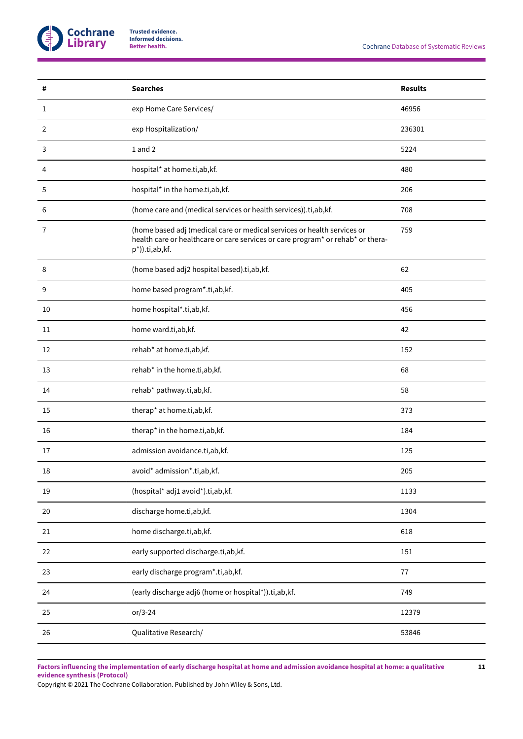| # | Searches | Results |
|---|---|---|
| 1 | exp Home Care Services/ | 46956 |
| 2 | exp Hospitalization/ | 236301 |
| 3 | 1 and 2 | 5224 |
| 4 | hospital* at home.ti,ab,kf. | 480 |
| 5 | hospital* in the home.ti,ab,kf. | 206 |
| 6 | (home care and (medical services or health services)).ti,ab,kf. | 708 |
| 7 | (home based adj (medical care or medical services or health services or health care or healthcare or care services or care program* or rehab* or therap*)).ti,ab,kf. | 759 |
| 8 | (home based adj2 hospital based).ti,ab,kf. | 62 |
| 9 | home based program*.ti,ab,kf. | 405 |
| 10 | home hospital*.ti,ab,kf. | 456 |
| 11 | home ward.ti,ab,kf. | 42 |
| 12 | rehab* at home.ti,ab,kf. | 152 |
| 13 | rehab* in the home.ti,ab,kf. | 68 |
| 14 | rehab* pathway.ti,ab,kf. | 58 |
| 15 | therap* at home.ti,ab,kf. | 373 |
| 16 | therap* in the home.ti,ab,kf. | 184 |
| 17 | admission avoidance.ti,ab,kf. | 125 |
| 18 | avoid* admission*.ti,ab,kf. | 205 |
| 19 | (hospital* adj1 avoid*).ti,ab,kf. | 1133 |
| 20 | discharge home.ti,ab,kf. | 1304 |
| 21 | home discharge.ti,ab,kf. | 618 |
| 22 | early supported discharge.ti,ab,kf. | 151 |
| 23 | early discharge program*.ti,ab,kf. | 77 |
| 24 | (early discharge adj6 (home or hospital*)).ti,ab,kf. | 749 |
| 25 | or/3-24 | 12379 |
| 26 | Qualitative Research/ | 53846 |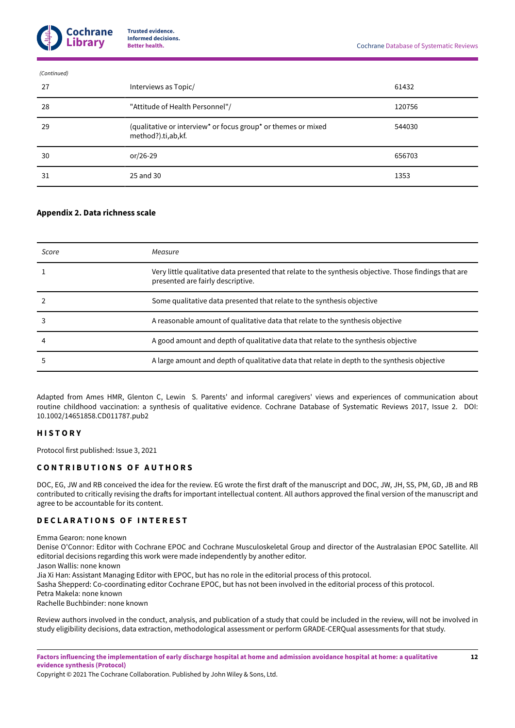*(Continued)*

| | | |
|---|---|---|
| 27 | Interviews as Topic/ | 61432 |
| 28 | "Attitude of Health Personnel"/ | 120756 |
| 29 | (qualitative or interview* or focus group* or themes or mixed method?).ti,ab,kf. | 544030 |
| 30 | or/26-29 | 656703 |
| 31 | 25 and 30 | 1353 |

### Appendix 2. Data richness scale

| *Score* | *Measure* |
|---|---|
| 1 | Very little qualitative data presented that relate to the synthesis objective. Those findings that are presented are fairly descriptive. |
| 2 | Some qualitative data presented that relate to the synthesis objective |
| 3 | A reasonable amount of qualitative data that relate to the synthesis objective |
| 4 | A good amount and depth of qualitative data that relate to the synthesis objective |
| 5 | A large amount and depth of qualitative data that relate in depth to the synthesis objective |

Adapted from Ames HMR, Glenton C, Lewin S. Parents' and informal caregivers' views and experiences of communication about routine childhood vaccination: a synthesis of qualitative evidence. Cochrane Database of Systematic Reviews 2017, Issue 2. DOI: 10.1002/14651858.CD011787.pub2

## HISTORY

Protocol first published: Issue 3, 2021

## CONTRIBUTIONS OF AUTHORS

DOC, EG, JW and RB conceived the idea for the review. EG wrote the first draft of the manuscript and DOC, JW, JH, SS, PM, GD, JB and RB contributed to critically revising the drafts for important intellectual content. All authors approved the final version of the manuscript and agree to be accountable for its content.

## DECLARATIONS OF INTEREST

Emma Gearon: none known
Denise O'Connor: Editor with Cochrane EPOC and Cochrane Musculoskeletal Group and director of the Australasian EPOC Satellite. All editorial decisions regarding this work were made independently by another editor.
Jason Wallis: none known
Jia Xi Han: Assistant Managing Editor with EPOC, but has no role in the editorial process of this protocol.
Sasha Shepperd: Co-coordinating editor Cochrane EPOC, but has not been involved in the editorial process of this protocol.
Petra Makela: none known
Rachelle Buchbinder: none known

Review authors involved in the conduct, analysis, and publication of a study that could be included in the review, will not be involved in study eligibility decisions, data extraction, methodological assessment or perform GRADE-CERQual assessments for that study.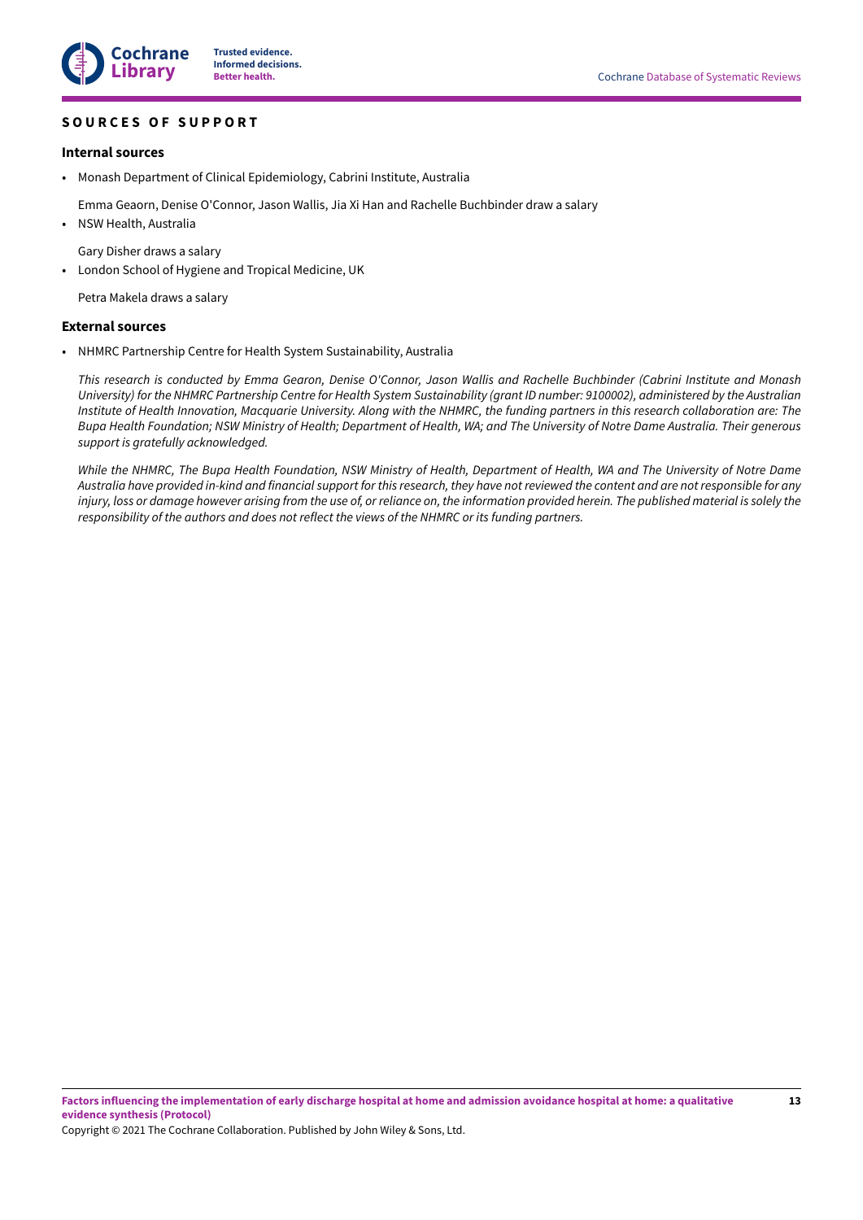## SOURCES OF SUPPORT

### Internal sources

- Monash Department of Clinical Epidemiology, Cabrini Institute, Australia

  Emma Geaorn, Denise O'Connor, Jason Wallis, Jia Xi Han and Rachelle Buchbinder draw a salary

- NSW Health, Australia

  Gary Disher draws a salary

- London School of Hygiene and Tropical Medicine, UK

  Petra Makela draws a salary

### External sources

- NHMRC Partnership Centre for Health System Sustainability, Australia

  *This research is conducted by Emma Gearon, Denise O'Connor, Jason Wallis and Rachelle Buchbinder (Cabrini Institute and Monash University) for the NHMRC Partnership Centre for Health System Sustainability (grant ID number: 9100002), administered by the Australian Institute of Health Innovation, Macquarie University. Along with the NHMRC, the funding partners in this research collaboration are: The Bupa Health Foundation; NSW Ministry of Health; Department of Health, WA; and The University of Notre Dame Australia. Their generous support is gratefully acknowledged.*

  *While the NHMRC, The Bupa Health Foundation, NSW Ministry of Health, Department of Health, WA and The University of Notre Dame Australia have provided in-kind and financial support for this research, they have not reviewed the content and are not responsible for any injury, loss or damage however arising from the use of, or reliance on, the information provided herein. The published material is solely the responsibility of the authors and does not reflect the views of the NHMRC or its funding partners.*